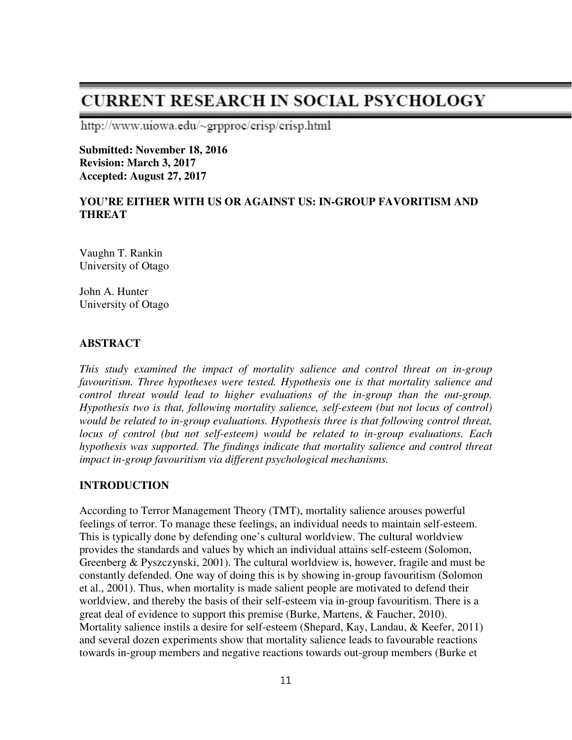# CURRENT RESEARCH IN SOCIAL PSYCHOLOGY

http://www.uiowa.edu/~grpproc/crisp/crisp.html

**Submitted: November 18, 2016**
**Revision: March 3, 2017**
**Accepted: August 27, 2017**

## YOU'RE EITHER WITH US OR AGAINST US: IN-GROUP FAVORITISM AND THREAT

Vaughn T. Rankin
University of Otago

John A. Hunter
University of Otago

## ABSTRACT

*This study examined the impact of mortality salience and control threat on in-group favouritism. Three hypotheses were tested. Hypothesis one is that mortality salience and control threat would lead to higher evaluations of the in-group than the out-group. Hypothesis two is that, following mortality salience, self-esteem (but not locus of control) would be related to in-group evaluations. Hypothesis three is that following control threat, locus of control (but not self-esteem) would be related to in-group evaluations. Each hypothesis was supported. The findings indicate that mortality salience and control threat impact in-group favouritism via different psychological mechanisms.*

## INTRODUCTION

According to Terror Management Theory (TMT), mortality salience arouses powerful feelings of terror. To manage these feelings, an individual needs to maintain self-esteem. This is typically done by defending one's cultural worldview. The cultural worldview provides the standards and values by which an individual attains self-esteem (Solomon, Greenberg & Pyszczynski, 2001). The cultural worldview is, however, fragile and must be constantly defended. One way of doing this is by showing in-group favouritism (Solomon et al., 2001). Thus, when mortality is made salient people are motivated to defend their worldview, and thereby the basis of their self-esteem via in-group favouritism. There is a great deal of evidence to support this premise (Burke, Martens, & Faucher, 2010). Mortality salience instils a desire for self-esteem (Shepard, Kay, Landau, & Keefer, 2011) and several dozen experiments show that mortality salience leads to favourable reactions towards in-group members and negative reactions towards out-group members (Burke et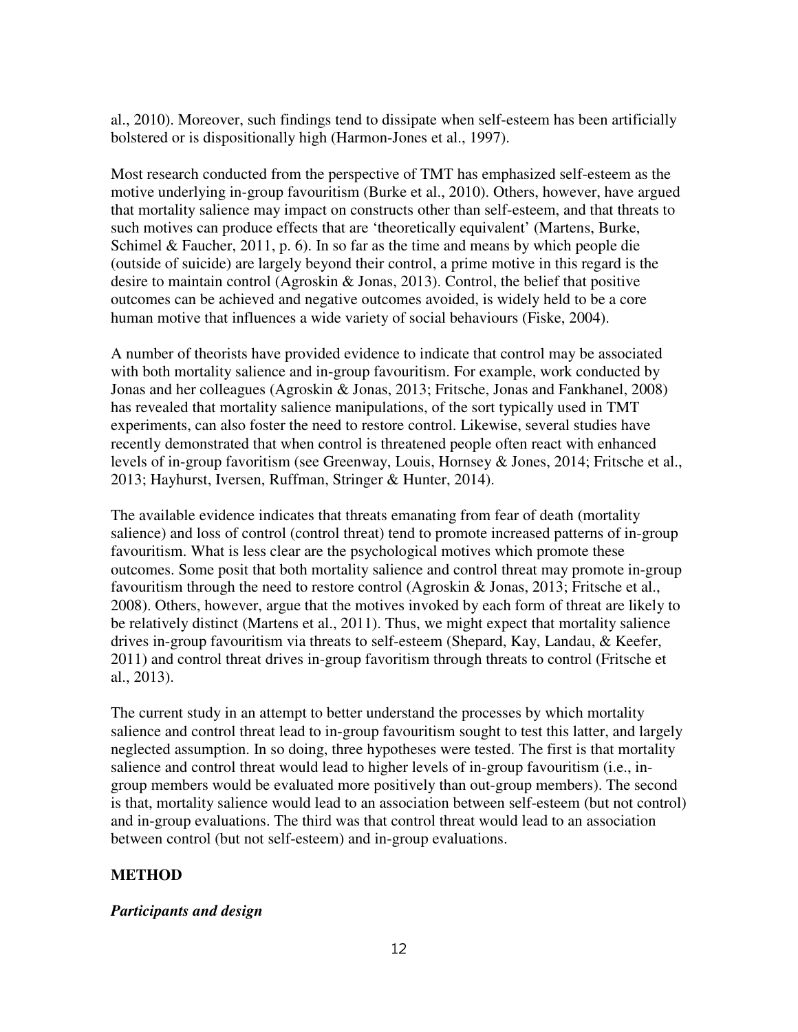al., 2010). Moreover, such findings tend to dissipate when self-esteem has been artificially bolstered or is dispositionally high (Harmon-Jones et al., 1997).

Most research conducted from the perspective of TMT has emphasized self-esteem as the motive underlying in-group favouritism (Burke et al., 2010). Others, however, have argued that mortality salience may impact on constructs other than self-esteem, and that threats to such motives can produce effects that are 'theoretically equivalent' (Martens, Burke, Schimel & Faucher, 2011, p. 6). In so far as the time and means by which people die (outside of suicide) are largely beyond their control, a prime motive in this regard is the desire to maintain control (Agroskin & Jonas, 2013). Control, the belief that positive outcomes can be achieved and negative outcomes avoided, is widely held to be a core human motive that influences a wide variety of social behaviours (Fiske, 2004).

A number of theorists have provided evidence to indicate that control may be associated with both mortality salience and in-group favouritism. For example, work conducted by Jonas and her colleagues (Agroskin & Jonas, 2013; Fritsche, Jonas and Fankhanel, 2008) has revealed that mortality salience manipulations, of the sort typically used in TMT experiments, can also foster the need to restore control. Likewise, several studies have recently demonstrated that when control is threatened people often react with enhanced levels of in-group favoritism (see Greenway, Louis, Hornsey & Jones, 2014; Fritsche et al., 2013; Hayhurst, Iversen, Ruffman, Stringer & Hunter, 2014).

The available evidence indicates that threats emanating from fear of death (mortality salience) and loss of control (control threat) tend to promote increased patterns of in-group favouritism. What is less clear are the psychological motives which promote these outcomes. Some posit that both mortality salience and control threat may promote in-group favouritism through the need to restore control (Agroskin & Jonas, 2013; Fritsche et al., 2008). Others, however, argue that the motives invoked by each form of threat are likely to be relatively distinct (Martens et al., 2011). Thus, we might expect that mortality salience drives in-group favouritism via threats to self-esteem (Shepard, Kay, Landau, & Keefer, 2011) and control threat drives in-group favoritism through threats to control (Fritsche et al., 2013).

The current study in an attempt to better understand the processes by which mortality salience and control threat lead to in-group favouritism sought to test this latter, and largely neglected assumption. In so doing, three hypotheses were tested. The first is that mortality salience and control threat would lead to higher levels of in-group favouritism (i.e., in-group members would be evaluated more positively than out-group members). The second is that, mortality salience would lead to an association between self-esteem (but not control) and in-group evaluations. The third was that control threat would lead to an association between control (but not self-esteem) and in-group evaluations.

## METHOD

### *Participants and design*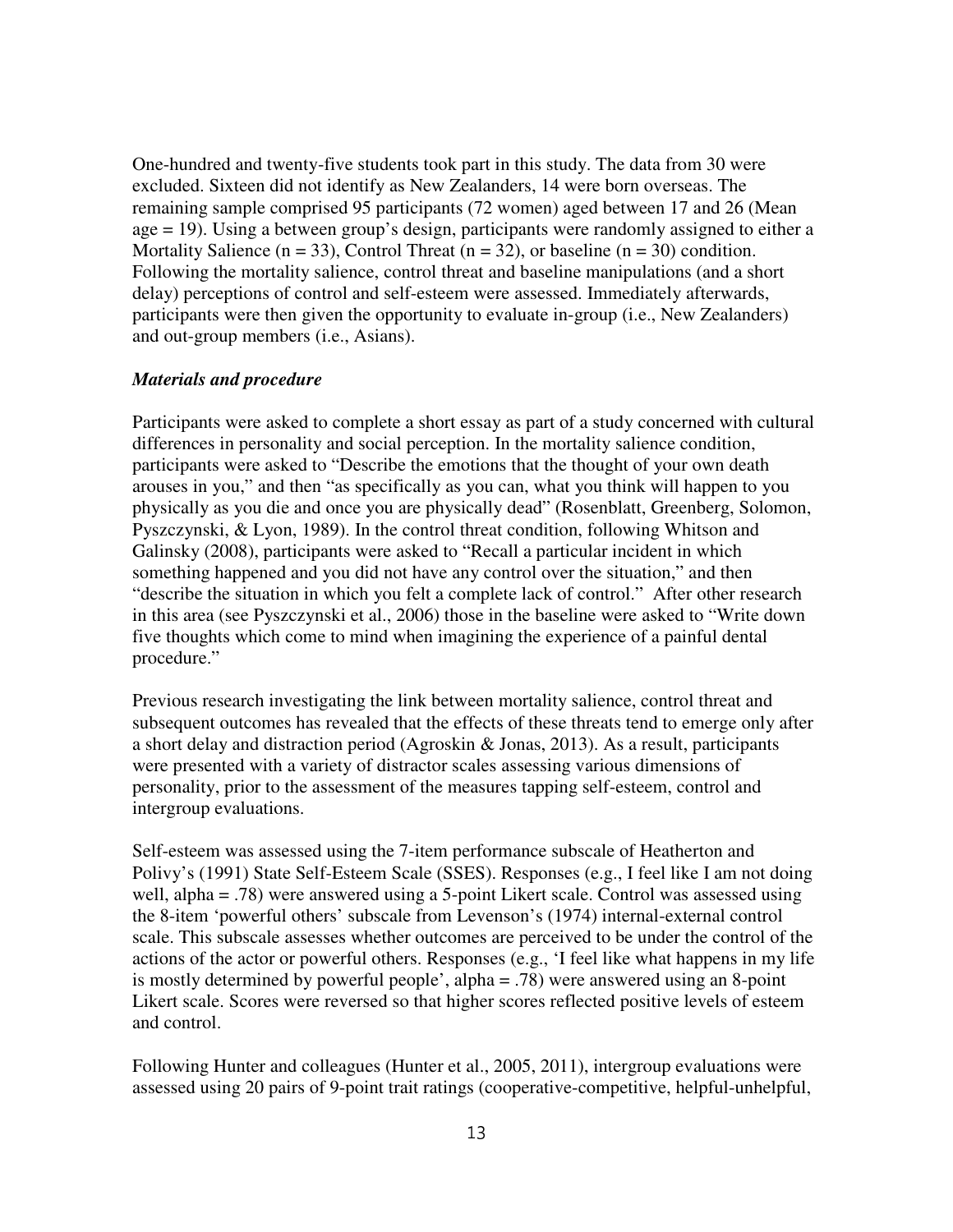One-hundred and twenty-five students took part in this study. The data from 30 were excluded. Sixteen did not identify as New Zealanders, 14 were born overseas. The remaining sample comprised 95 participants (72 women) aged between 17 and 26 (Mean age = 19). Using a between group's design, participants were randomly assigned to either a Mortality Salience (n = 33), Control Threat (n = 32), or baseline (n = 30) condition. Following the mortality salience, control threat and baseline manipulations (and a short delay) perceptions of control and self-esteem were assessed. Immediately afterwards, participants were then given the opportunity to evaluate in-group (i.e., New Zealanders) and out-group members (i.e., Asians).

### *Materials and procedure*

Participants were asked to complete a short essay as part of a study concerned with cultural differences in personality and social perception. In the mortality salience condition, participants were asked to "Describe the emotions that the thought of your own death arouses in you," and then "as specifically as you can, what you think will happen to you physically as you die and once you are physically dead" (Rosenblatt, Greenberg, Solomon, Pyszczynski, & Lyon, 1989). In the control threat condition, following Whitson and Galinsky (2008), participants were asked to "Recall a particular incident in which something happened and you did not have any control over the situation," and then "describe the situation in which you felt a complete lack of control." After other research in this area (see Pyszczynski et al., 2006) those in the baseline were asked to "Write down five thoughts which come to mind when imagining the experience of a painful dental procedure."

Previous research investigating the link between mortality salience, control threat and subsequent outcomes has revealed that the effects of these threats tend to emerge only after a short delay and distraction period (Agroskin & Jonas, 2013). As a result, participants were presented with a variety of distractor scales assessing various dimensions of personality, prior to the assessment of the measures tapping self-esteem, control and intergroup evaluations.

Self-esteem was assessed using the 7-item performance subscale of Heatherton and Polivy's (1991) State Self-Esteem Scale (SSES). Responses (e.g., I feel like I am not doing well, alpha = .78) were answered using a 5-point Likert scale. Control was assessed using the 8-item 'powerful others' subscale from Levenson's (1974) internal-external control scale. This subscale assesses whether outcomes are perceived to be under the control of the actions of the actor or powerful others. Responses (e.g., 'I feel like what happens in my life is mostly determined by powerful people', alpha = .78) were answered using an 8-point Likert scale. Scores were reversed so that higher scores reflected positive levels of esteem and control.

Following Hunter and colleagues (Hunter et al., 2005, 2011), intergroup evaluations were assessed using 20 pairs of 9-point trait ratings (cooperative-competitive, helpful-unhelpful,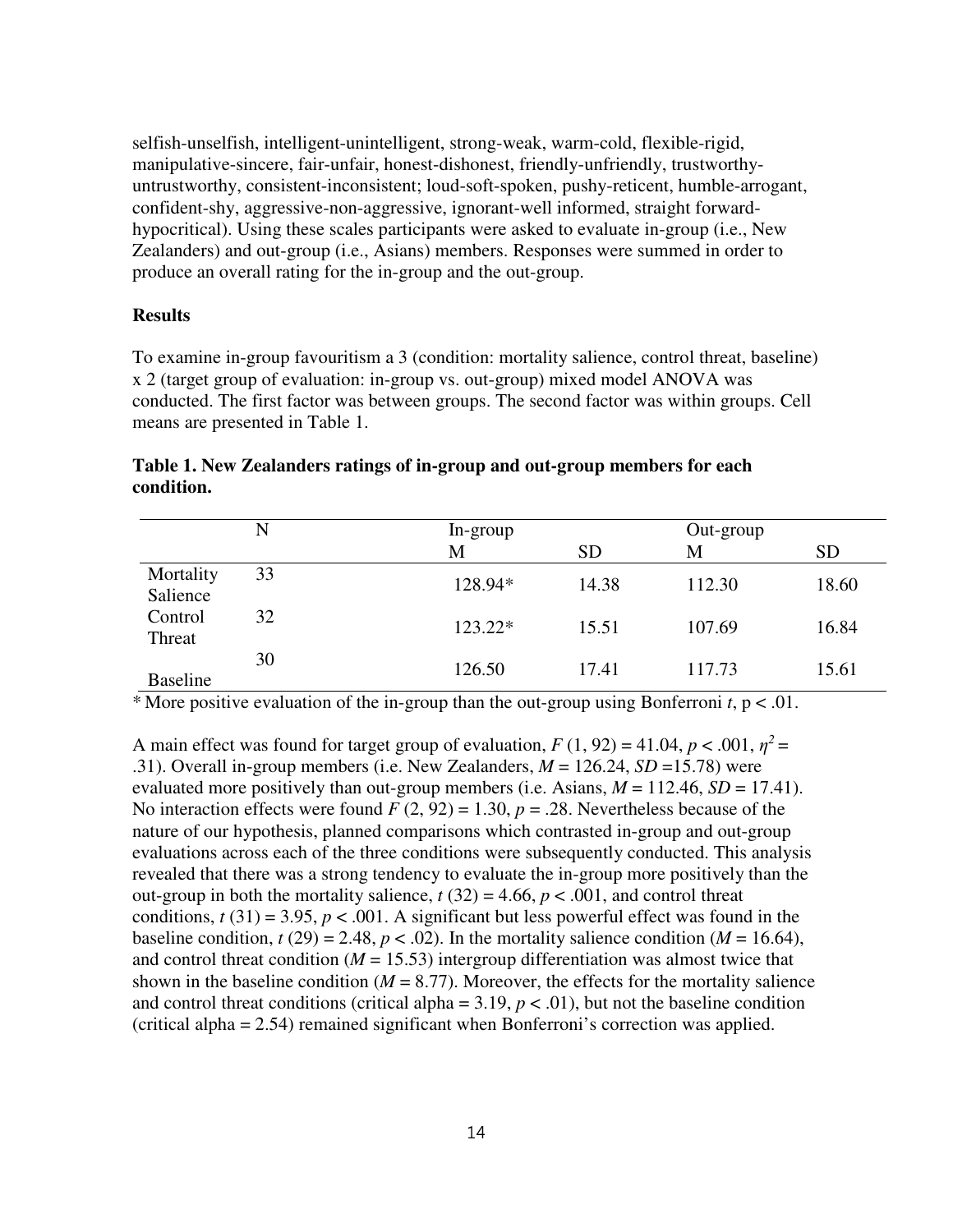selfish-unselfish, intelligent-unintelligent, strong-weak, warm-cold, flexible-rigid, manipulative-sincere, fair-unfair, honest-dishonest, friendly-unfriendly, trustworthy-untrustworthy, consistent-inconsistent; loud-soft-spoken, pushy-reticent, humble-arrogant, confident-shy, aggressive-non-aggressive, ignorant-well informed, straight forward-hypocritical). Using these scales participants were asked to evaluate in-group (i.e., New Zealanders) and out-group (i.e., Asians) members. Responses were summed in order to produce an overall rating for the in-group and the out-group.

**Results**

To examine in-group favouritism a 3 (condition: mortality salience, control threat, baseline) x 2 (target group of evaluation: in-group vs. out-group) mixed model ANOVA was conducted. The first factor was between groups. The second factor was within groups. Cell means are presented in Table 1.

**Table 1. New Zealanders ratings of in-group and out-group members for each condition.**

| | N | In-group | | Out-group | |
|---|---|---|---|---|---|
| | | M | SD | M | SD |
| Mortality Salience | 33 | 128.94* | 14.38 | 112.30 | 18.60 |
| Control Threat | 32 | 123.22* | 15.51 | 107.69 | 16.84 |
| Baseline | 30 | 126.50 | 17.41 | 117.73 | 15.61 |

\* More positive evaluation of the in-group than the out-group using Bonferroni *t*, $p < .01$.

A main effect was found for target group of evaluation, $F\,(1, 92) = 41.04$, $p < .001$, $\eta^2 = .31$). Overall in-group members (i.e. New Zealanders, $M = 126.24$, $SD = 15.78$) were evaluated more positively than out-group members (i.e. Asians, $M = 112.46$, $SD = 17.41$). No interaction effects were found $F\,(2, 92) = 1.30$, $p = .28$. Nevertheless because of the nature of our hypothesis, planned comparisons which contrasted in-group and out-group evaluations across each of the three conditions were subsequently conducted. This analysis revealed that there was a strong tendency to evaluate the in-group more positively than the out-group in both the mortality salience, $t\,(32) = 4.66$, $p < .001$, and control threat conditions, $t\,(31) = 3.95$, $p < .001$. A significant but less powerful effect was found in the baseline condition, $t\,(29) = 2.48$, $p < .02$). In the mortality salience condition ($M = 16.64$), and control threat condition ($M = 15.53$) intergroup differentiation was almost twice that shown in the baseline condition ($M = 8.77$). Moreover, the effects for the mortality salience and control threat conditions (critical alpha = 3.19, $p < .01$), but not the baseline condition (critical alpha = 2.54) remained significant when Bonferroni's correction was applied.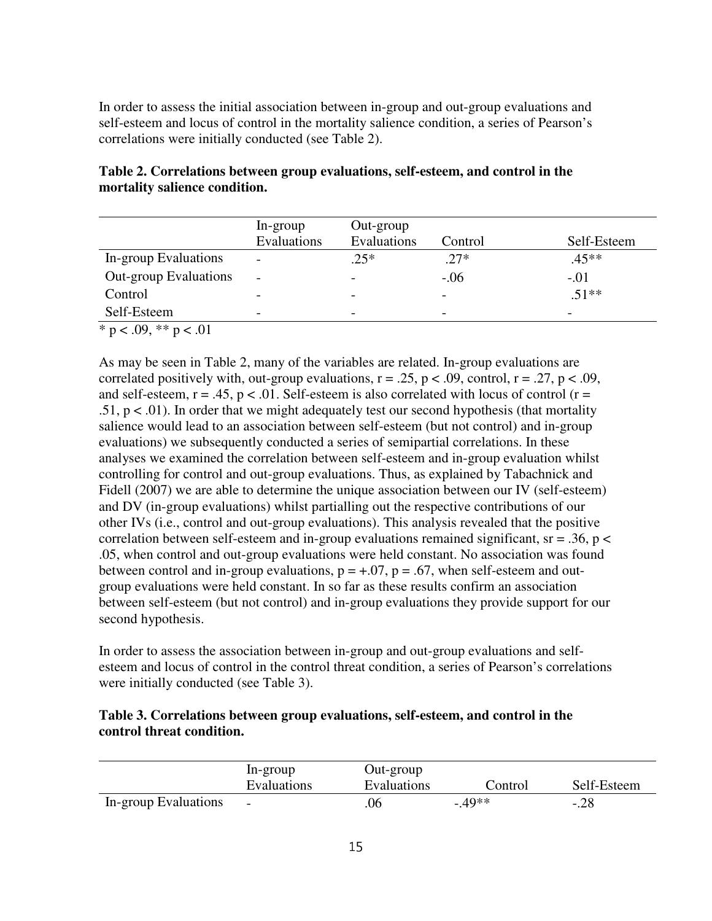In order to assess the initial association between in-group and out-group evaluations and self-esteem and locus of control in the mortality salience condition, a series of Pearson's correlations were initially conducted (see Table 2).

**Table 2. Correlations between group evaluations, self-esteem, and control in the mortality salience condition.**

| | In-group Evaluations | Out-group Evaluations | Control | Self-Esteem |
|---|---|---|---|---|
| In-group Evaluations | - | .25* | .27* | .45** |
| Out-group Evaluations | - | - | -.06 | -.01 |
| Control | - | - | - | .51** |
| Self-Esteem | - | - | - | - |

* $p < .09$, ** $p < .01$

As may be seen in Table 2, many of the variables are related. In-group evaluations are correlated positively with, out-group evaluations, $r = .25$, $p < .09$, control, $r = .27$, $p < .09$, and self-esteem, $r = .45$, $p < .01$. Self-esteem is also correlated with locus of control ($r = .51$, $p < .01$). In order that we might adequately test our second hypothesis (that mortality salience would lead to an association between self-esteem (but not control) and in-group evaluations) we subsequently conducted a series of semipartial correlations. In these analyses we examined the correlation between self-esteem and in-group evaluation whilst controlling for control and out-group evaluations. Thus, as explained by Tabachnick and Fidell (2007) we are able to determine the unique association between our IV (self-esteem) and DV (in-group evaluations) whilst partialling out the respective contributions of our other IVs (i.e., control and out-group evaluations). This analysis revealed that the positive correlation between self-esteem and in-group evaluations remained significant, $sr = .36$, $p < .05$, when control and out-group evaluations were held constant. No association was found between control and in-group evaluations, $p = +.07$, $p = .67$, when self-esteem and out-group evaluations were held constant. In so far as these results confirm an association between self-esteem (but not control) and in-group evaluations they provide support for our second hypothesis.

In order to assess the association between in-group and out-group evaluations and self-esteem and locus of control in the control threat condition, a series of Pearson's correlations were initially conducted (see Table 3).

**Table 3. Correlations between group evaluations, self-esteem, and control in the control threat condition.**

| | In-group Evaluations | Out-group Evaluations | Control | Self-Esteem |
|---|---|---|---|---|
| In-group Evaluations | - | .06 | -.49** | -.28 |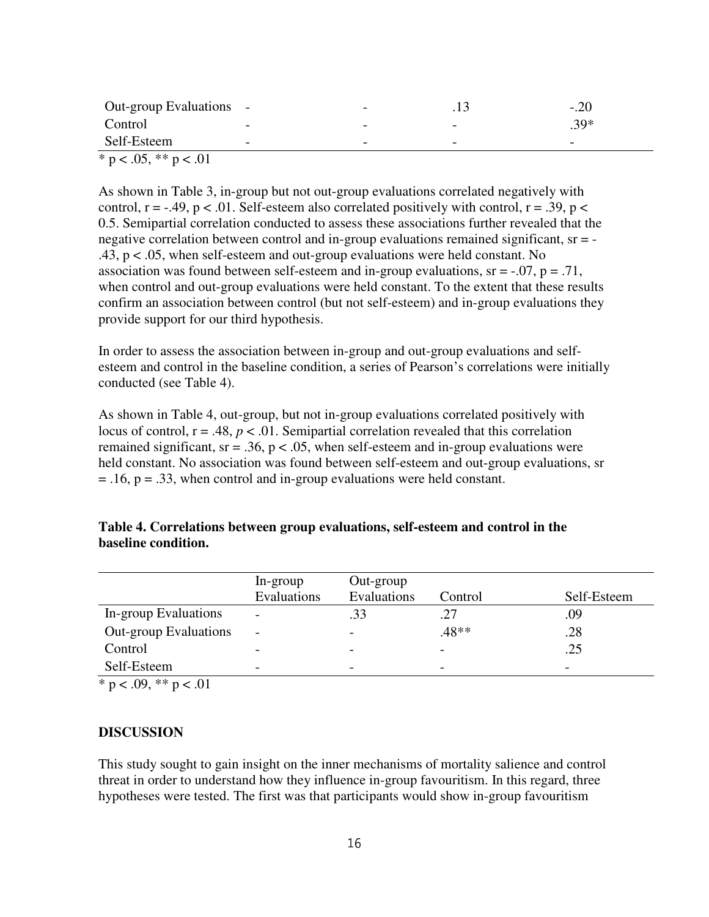| | | | | |
|---|---|---|---|---|
| Out-group Evaluations | - | - | .13 | -.20 |
| Control | - | - | - | .39* |
| Self-Esteem | - | - | - | - |

* $p < .05$, ** $p < .01$

As shown in Table 3, in-group but not out-group evaluations correlated negatively with control, $r = -.49$, $p < .01$. Self-esteem also correlated positively with control, $r = .39$, $p < 0.5$. Semipartial correlation conducted to assess these associations further revealed that the negative correlation between control and in-group evaluations remained significant, $sr = -.43$, $p < .05$, when self-esteem and out-group evaluations were held constant. No association was found between self-esteem and in-group evaluations, $sr = -.07$, $p = .71$, when control and out-group evaluations were held constant. To the extent that these results confirm an association between control (but not self-esteem) and in-group evaluations they provide support for our third hypothesis.

In order to assess the association between in-group and out-group evaluations and self-esteem and control in the baseline condition, a series of Pearson's correlations were initially conducted (see Table 4).

As shown in Table 4, out-group, but not in-group evaluations correlated positively with locus of control, $r = .48$, $p < .01$. Semipartial correlation revealed that this correlation remained significant, $sr = .36$, $p < .05$, when self-esteem and in-group evaluations were held constant. No association was found between self-esteem and out-group evaluations, $sr = .16$, $p = .33$, when control and in-group evaluations were held constant.

**Table 4. Correlations between group evaluations, self-esteem and control in the baseline condition.**

| | In-group Evaluations | Out-group Evaluations | Control | Self-Esteem |
|---|---|---|---|---|
| In-group Evaluations | - | .33 | .27 | .09 |
| Out-group Evaluations | - | - | .48** | .28 |
| Control | - | - | - | .25 |
| Self-Esteem | - | - | - | - |

* $p < .09$, ** $p < .01$

## DISCUSSION

This study sought to gain insight on the inner mechanisms of mortality salience and control threat in order to understand how they influence in-group favouritism. In this regard, three hypotheses were tested. The first was that participants would show in-group favouritism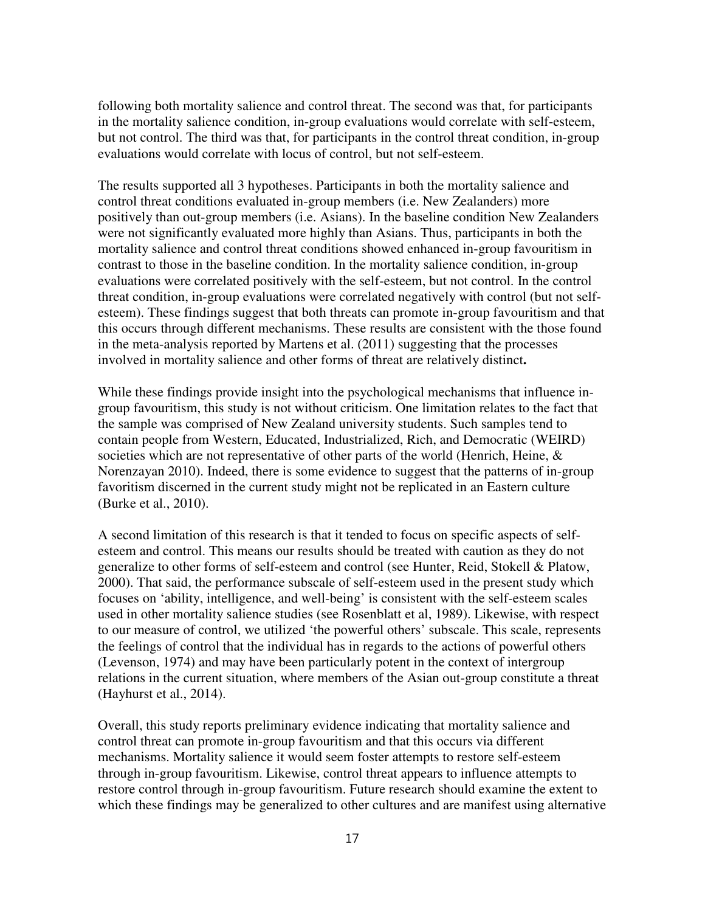following both mortality salience and control threat. The second was that, for participants in the mortality salience condition, in-group evaluations would correlate with self-esteem, but not control. The third was that, for participants in the control threat condition, in-group evaluations would correlate with locus of control, but not self-esteem.

The results supported all 3 hypotheses. Participants in both the mortality salience and control threat conditions evaluated in-group members (i.e. New Zealanders) more positively than out-group members (i.e. Asians). In the baseline condition New Zealanders were not significantly evaluated more highly than Asians. Thus, participants in both the mortality salience and control threat conditions showed enhanced in-group favouritism in contrast to those in the baseline condition. In the mortality salience condition, in-group evaluations were correlated positively with the self-esteem, but not control. In the control threat condition, in-group evaluations were correlated negatively with control (but not self-esteem). These findings suggest that both threats can promote in-group favouritism and that this occurs through different mechanisms. These results are consistent with the those found in the meta-analysis reported by Martens et al. (2011) suggesting that the processes involved in mortality salience and other forms of threat are relatively distinct**.**

While these findings provide insight into the psychological mechanisms that influence in-group favouritism, this study is not without criticism. One limitation relates to the fact that the sample was comprised of New Zealand university students. Such samples tend to contain people from Western, Educated, Industrialized, Rich, and Democratic (WEIRD) societies which are not representative of other parts of the world (Henrich, Heine, & Norenzayan 2010). Indeed, there is some evidence to suggest that the patterns of in-group favoritism discerned in the current study might not be replicated in an Eastern culture (Burke et al., 2010).

A second limitation of this research is that it tended to focus on specific aspects of self-esteem and control. This means our results should be treated with caution as they do not generalize to other forms of self-esteem and control (see Hunter, Reid, Stokell & Platow, 2000). That said, the performance subscale of self-esteem used in the present study which focuses on 'ability, intelligence, and well-being' is consistent with the self-esteem scales used in other mortality salience studies (see Rosenblatt et al, 1989). Likewise, with respect to our measure of control, we utilized 'the powerful others' subscale. This scale, represents the feelings of control that the individual has in regards to the actions of powerful others (Levenson, 1974) and may have been particularly potent in the context of intergroup relations in the current situation, where members of the Asian out-group constitute a threat (Hayhurst et al., 2014).

Overall, this study reports preliminary evidence indicating that mortality salience and control threat can promote in-group favouritism and that this occurs via different mechanisms. Mortality salience it would seem foster attempts to restore self-esteem through in-group favouritism. Likewise, control threat appears to influence attempts to restore control through in-group favouritism. Future research should examine the extent to which these findings may be generalized to other cultures and are manifest using alternative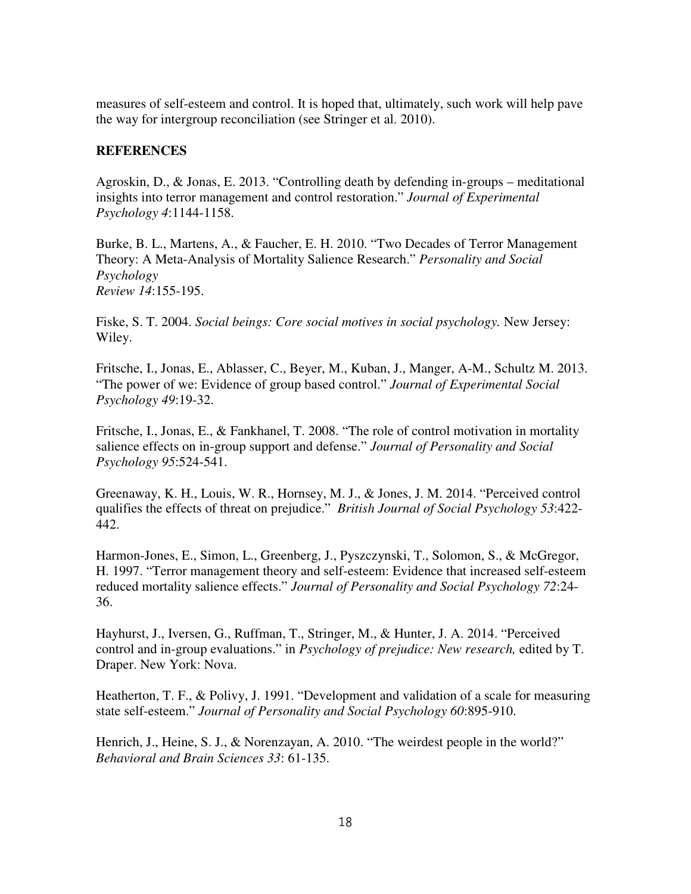measures of self-esteem and control. It is hoped that, ultimately, such work will help pave the way for intergroup reconciliation (see Stringer et al. 2010).

## REFERENCES

Agroskin, D., & Jonas, E. 2013. "Controlling death by defending in-groups – meditational insights into terror management and control restoration." *Journal of Experimental Psychology 4*:1144-1158.

Burke, B. L., Martens, A., & Faucher, E. H. 2010. "Two Decades of Terror Management Theory: A Meta-Analysis of Mortality Salience Research." *Personality and Social Psychology Review 14*:155-195.

Fiske, S. T. 2004. *Social beings: Core social motives in social psychology.* New Jersey: Wiley.

Fritsche, I., Jonas, E., Ablasser, C., Beyer, M., Kuban, J., Manger, A-M., Schultz M. 2013. "The power of we: Evidence of group based control." *Journal of Experimental Social Psychology 49*:19-32.

Fritsche, I., Jonas, E., & Fankhanel, T. 2008. "The role of control motivation in mortality salience effects on in-group support and defense." *Journal of Personality and Social Psychology 95*:524-541.

Greenaway, K. H., Louis, W. R., Hornsey, M. J., & Jones, J. M. 2014. "Perceived control qualifies the effects of threat on prejudice." *British Journal of Social Psychology 53*:422-442.

Harmon-Jones, E., Simon, L., Greenberg, J., Pyszczynski, T., Solomon, S., & McGregor, H. 1997. "Terror management theory and self-esteem: Evidence that increased self-esteem reduced mortality salience effects." *Journal of Personality and Social Psychology 72*:24-36.

Hayhurst, J., Iversen, G., Ruffman, T., Stringer, M., & Hunter, J. A. 2014. "Perceived control and in-group evaluations." in *Psychology of prejudice: New research,* edited by T. Draper. New York: Nova.

Heatherton, T. F., & Polivy, J. 1991. "Development and validation of a scale for measuring state self-esteem." *Journal of Personality and Social Psychology 60*:895-910.

Henrich, J., Heine, S. J., & Norenzayan, A. 2010. "The weirdest people in the world?" *Behavioral and Brain Sciences 33*: 61-135.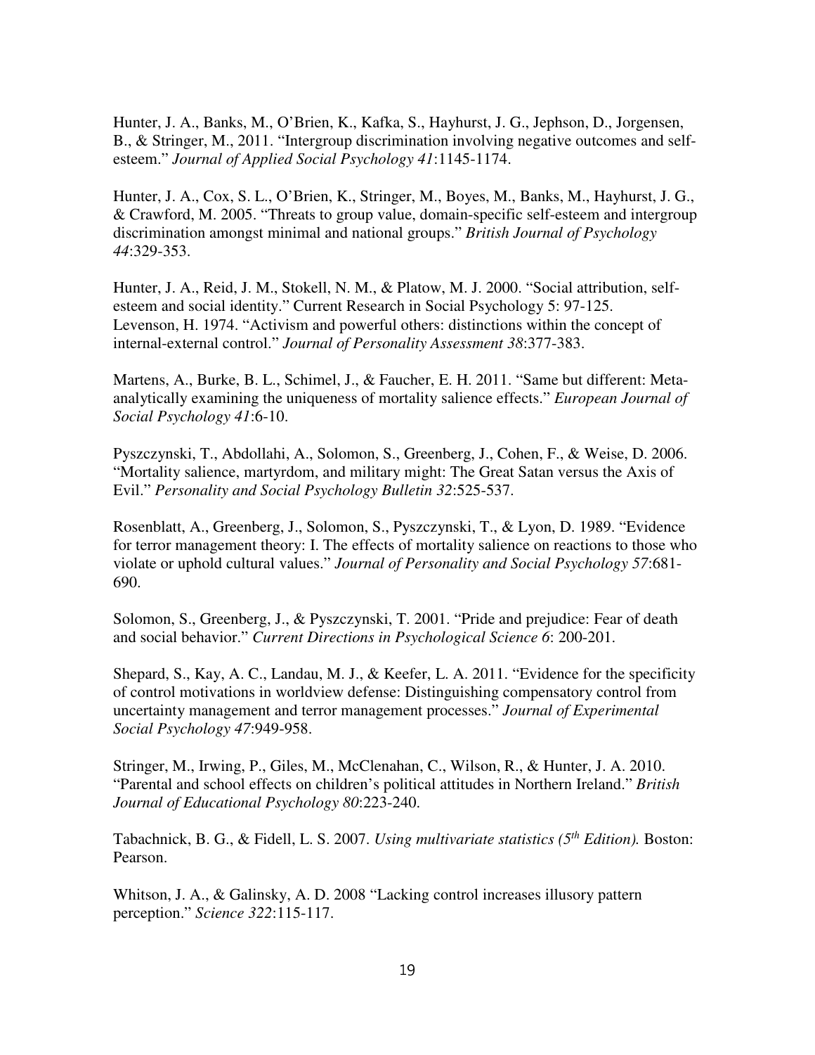Hunter, J. A., Banks, M., O'Brien, K., Kafka, S., Hayhurst, J. G., Jephson, D., Jorgensen, B., & Stringer, M., 2011. "Intergroup discrimination involving negative outcomes and self-esteem." *Journal of Applied Social Psychology 41*:1145-1174.

Hunter, J. A., Cox, S. L., O'Brien, K., Stringer, M., Boyes, M., Banks, M., Hayhurst, J. G., & Crawford, M. 2005. "Threats to group value, domain-specific self-esteem and intergroup discrimination amongst minimal and national groups." *British Journal of Psychology 44*:329-353.

Hunter, J. A., Reid, J. M., Stokell, N. M., & Platow, M. J. 2000. "Social attribution, self-esteem and social identity." Current Research in Social Psychology 5: 97-125.

Levenson, H. 1974. "Activism and powerful others: distinctions within the concept of internal-external control." *Journal of Personality Assessment 38*:377-383.

Martens, A., Burke, B. L., Schimel, J., & Faucher, E. H. 2011. "Same but different: Meta-analytically examining the uniqueness of mortality salience effects." *European Journal of Social Psychology 41*:6-10.

Pyszczynski, T., Abdollahi, A., Solomon, S., Greenberg, J., Cohen, F., & Weise, D. 2006. "Mortality salience, martyrdom, and military might: The Great Satan versus the Axis of Evil." *Personality and Social Psychology Bulletin 32*:525-537.

Rosenblatt, A., Greenberg, J., Solomon, S., Pyszczynski, T., & Lyon, D. 1989. "Evidence for terror management theory: I. The effects of mortality salience on reactions to those who violate or uphold cultural values." *Journal of Personality and Social Psychology 57*:681-690.

Solomon, S., Greenberg, J., & Pyszczynski, T. 2001. "Pride and prejudice: Fear of death and social behavior." *Current Directions in Psychological Science 6*: 200-201.

Shepard, S., Kay, A. C., Landau, M. J., & Keefer, L. A. 2011. "Evidence for the specificity of control motivations in worldview defense: Distinguishing compensatory control from uncertainty management and terror management processes." *Journal of Experimental Social Psychology 47*:949-958.

Stringer, M., Irwing, P., Giles, M., McClenahan, C., Wilson, R., & Hunter, J. A. 2010. "Parental and school effects on children's political attitudes in Northern Ireland." *British Journal of Educational Psychology 80*:223-240.

Tabachnick, B. G., & Fidell, L. S. 2007. *Using multivariate statistics (5th Edition).* Boston: Pearson.

Whitson, J. A., & Galinsky, A. D. 2008 "Lacking control increases illusory pattern perception." *Science 322*:115-117.